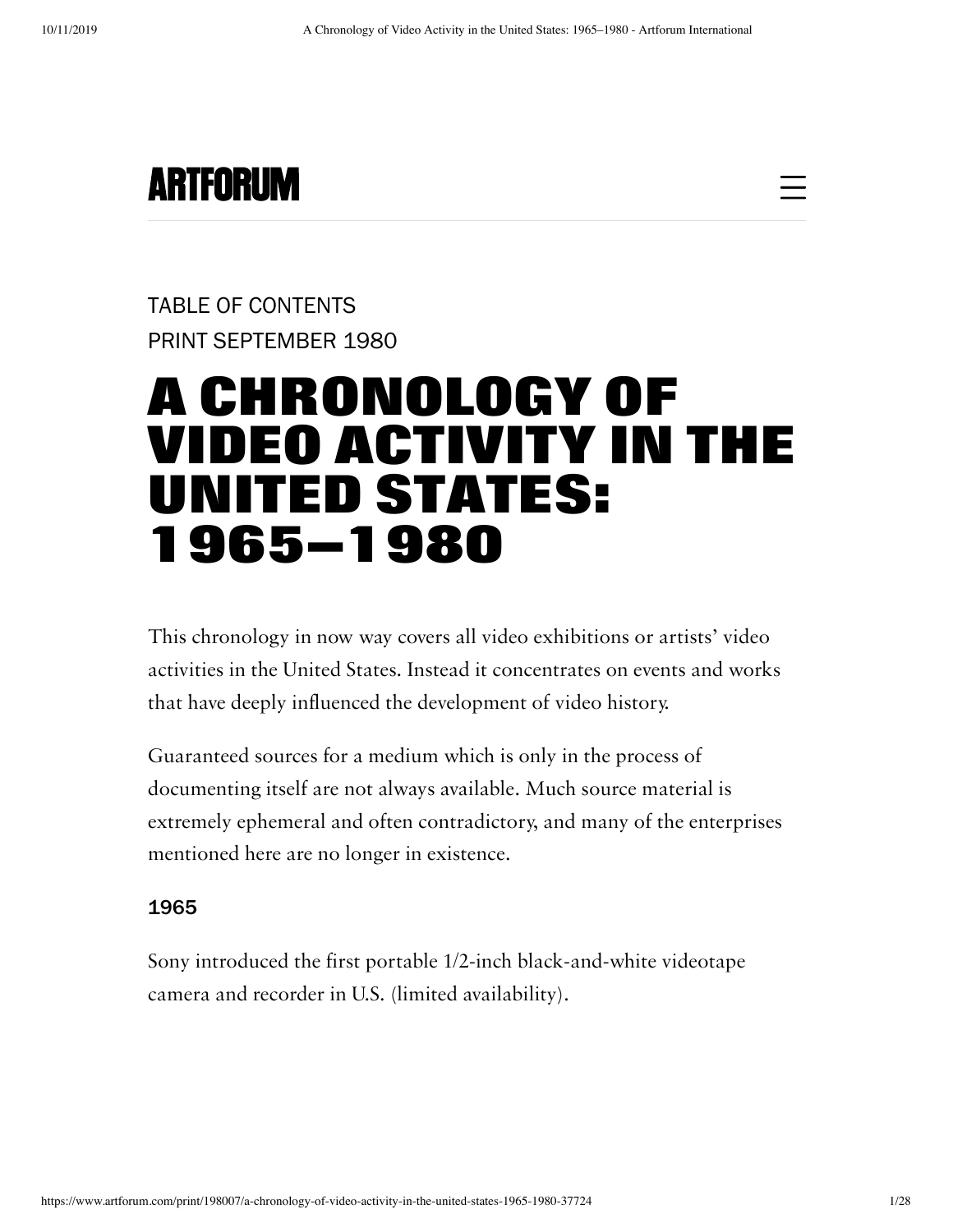ARTFORUM

TABLE OF CONTENTS

PRINT SEPTEMBER 1980

# A CHRONOLOGY OF VIDEO ACTIVITY IN THE UNITED STATES: 1965–1980

This chronology in now way covers all video exhibitions or artists' video activities in the United States. Instead it concentrates on events and works that have deeply influenced the development of video history.

Guaranteed sources for a medium which is only in the process of documenting itself are not always available. Much source material is extremely ephemeral and often contradictory, and many of the enterprises mentioned here are no longer in existence.

### 1965

Sony introduced the first portable 1/2-inch black-and-white videotape camera and recorder in U.S. (limited availability).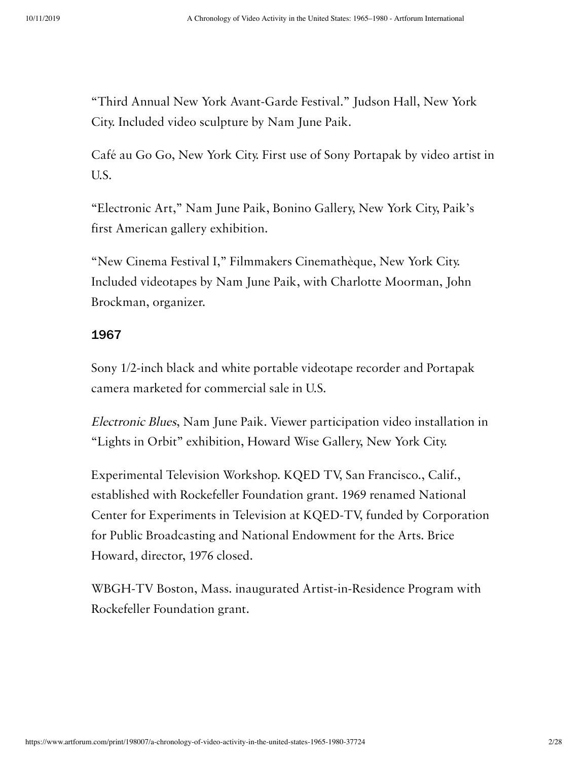"Third Annual New York Avant-Garde Festival." Judson Hall, New York City. Included video sculpture by Nam June Paik.

Café au Go Go, New York City. First use of Sony Portapak by video artist in U.S.

"Electronic Art," Nam June Paik, Bonino Gallery, New York City, Paik's first American gallery exhibition.

"New Cinema Festival I," Filmmakers Cinemathèque, New York City. Included videotapes by Nam June Paik, with Charlotte Moorman, John Brockman, organizer.

### 1967

Sony 1/2-inch black and white portable videotape recorder and Portapak camera marketed for commercial sale in U.S.

*Electronic Blues*, Nam June Paik. Viewer participation video installation in "Lights in Orbit" exhibition, Howard Wise Gallery, New York City.

Experimental Television Workshop. KQED TV, San Francisco., Calif., established with Rockefeller Foundation grant. 1969 renamed National Center for Experiments in Television at KQED-TV, funded by Corporation for Public Broadcasting and National Endowment for the Arts. Brice Howard, director, 1976 closed.

WBGH-TV Boston, Mass. inaugurated Artist-in-Residence Program with Rockefeller Foundation grant.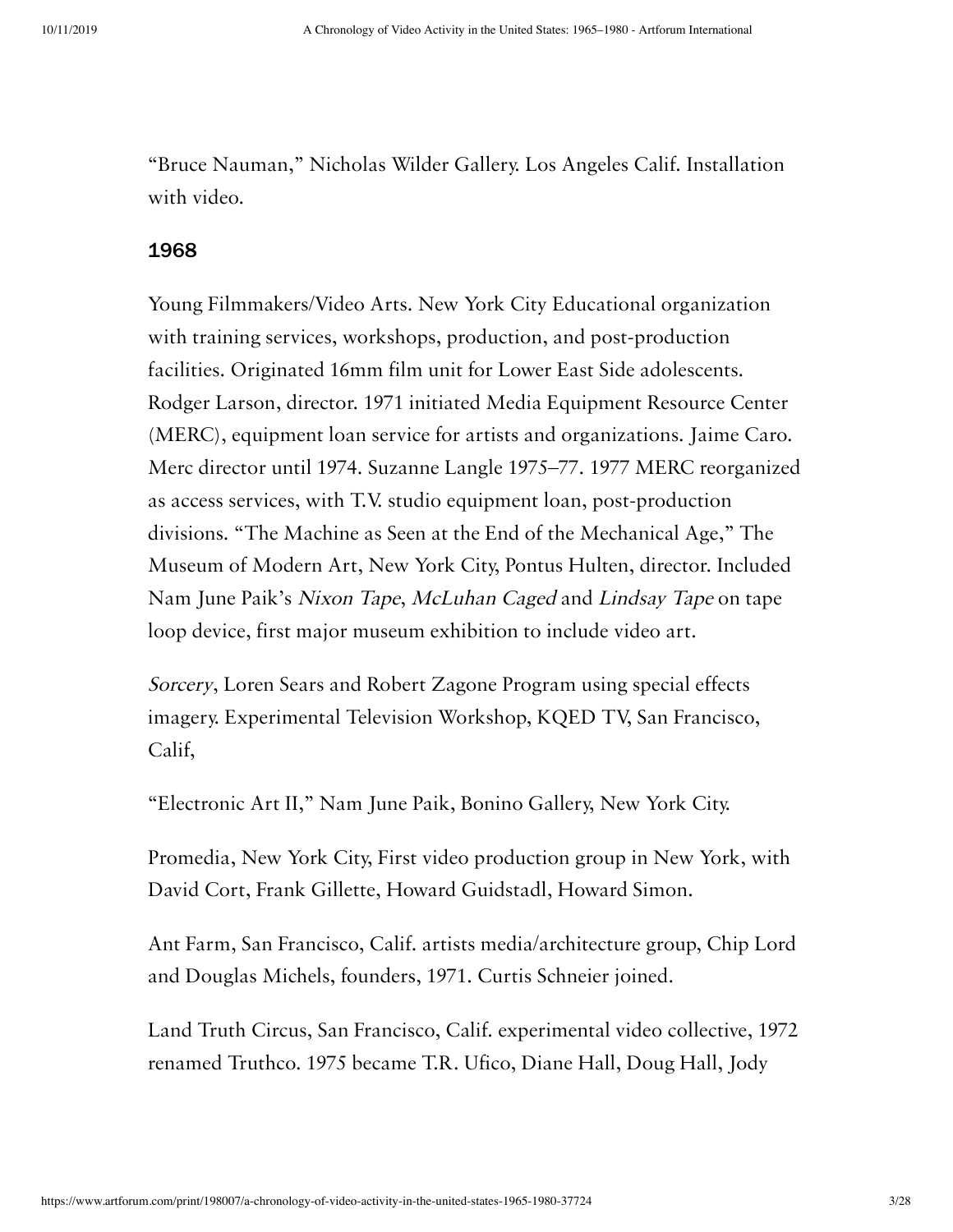"Bruce Nauman," Nicholas Wilder Gallery. Los Angeles Calif. Installation with video.

## 1968

Young Filmmakers/Video Arts. New York City Educational organization with training services, workshops, production, and post-production facilities. Originated 16mm film unit for Lower East Side adolescents. Rodger Larson, director. 1971 initiated Media Equipment Resource Center (MERC), equipment loan service for artists and organizations. Jaime Caro. Merc director until 1974. Suzanne Langle 1975–77. 1977 MERC reorganized as access services, with T.V. studio equipment loan, post-production divisions. "The Machine as Seen at the End of the Mechanical Age," The Museum of Modern Art, New York City, Pontus Hulten, director. Included Nam June Paik's *Nixon Tape*, *McLuhan Caged* and *Lindsay Tape* on tape loop device, first major museum exhibition to include video art.

*Sorcery*, Loren Sears and Robert Zagone Program using special effects imagery. Experimental Television Workshop, KQED TV, San Francisco, Calif,

"Electronic Art II," Nam June Paik, Bonino Gallery, New York City.

Promedia, New York City, First video production group in New York, with David Cort, Frank Gillette, Howard Guidstadl, Howard Simon.

Ant Farm, San Francisco, Calif. artists media/architecture group, Chip Lord and Douglas Michels, founders, 1971. Curtis Schneier joined.

Land Truth Circus, San Francisco, Calif. experimental video collective, 1972 renamed Truthco. 1975 became T.R. Ufico, Diane Hall, Doug Hall, Jody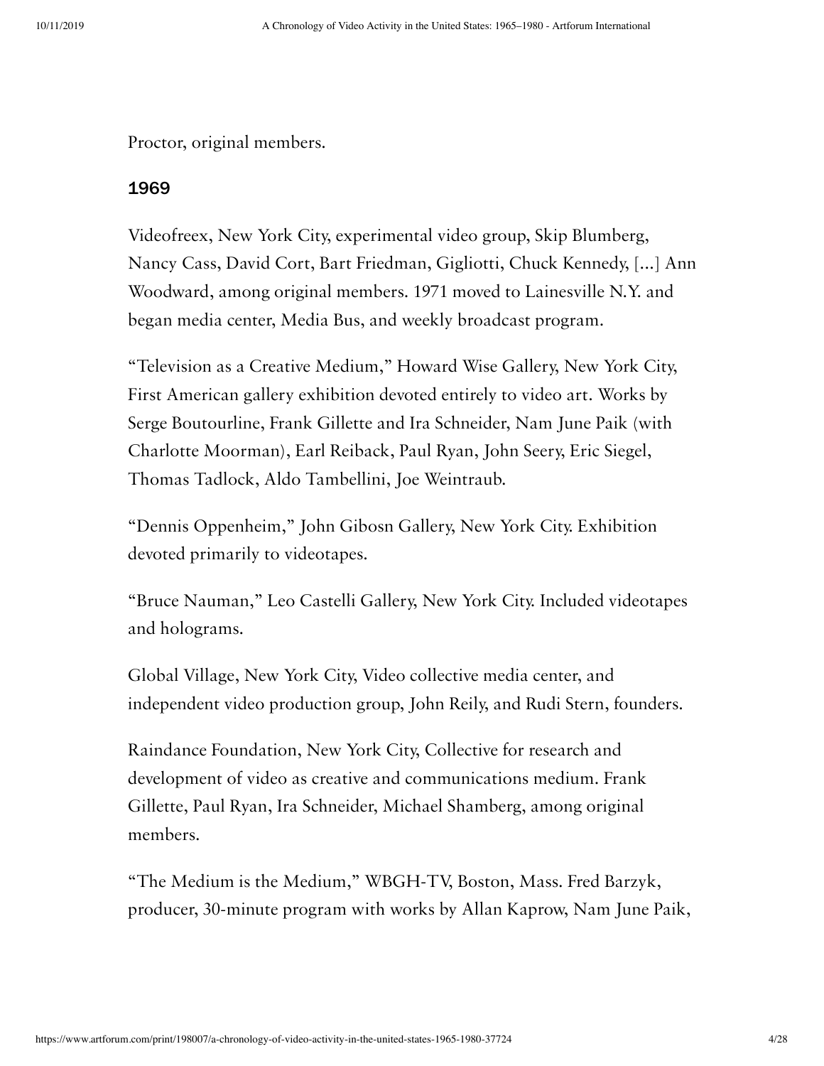Proctor, original members.

## 1969

Videofreex, New York City, experimental video group, Skip Blumberg, Nancy Cass, David Cort, Bart Friedman, Gigliotti, Chuck Kennedy, […] Ann Woodward, among original members. 1971 moved to Lainesville N.Y. and began media center, Media Bus, and weekly broadcast program.

"Television as a Creative Medium," Howard Wise Gallery, New York City, First American gallery exhibition devoted entirely to video art. Works by Serge Boutourline, Frank Gillette and Ira Schneider, Nam June Paik (with Charlotte Moorman), Earl Reiback, Paul Ryan, John Seery, Eric Siegel, Thomas Tadlock, Aldo Tambellini, Joe Weintraub.

"Dennis Oppenheim," John Gibosn Gallery, New York City. Exhibition devoted primarily to videotapes.

"Bruce Nauman," Leo Castelli Gallery, New York City. Included videotapes and holograms.

Global Village, New York City, Video collective media center, and independent video production group, John Reily, and Rudi Stern, founders.

Raindance Foundation, New York City, Collective for research and development of video as creative and communications medium. Frank Gillette, Paul Ryan, Ira Schneider, Michael Shamberg, among original members.

"The Medium is the Medium," WBGH-TV, Boston, Mass. Fred Barzyk, producer, 30-minute program with works by Allan Kaprow, Nam June Paik,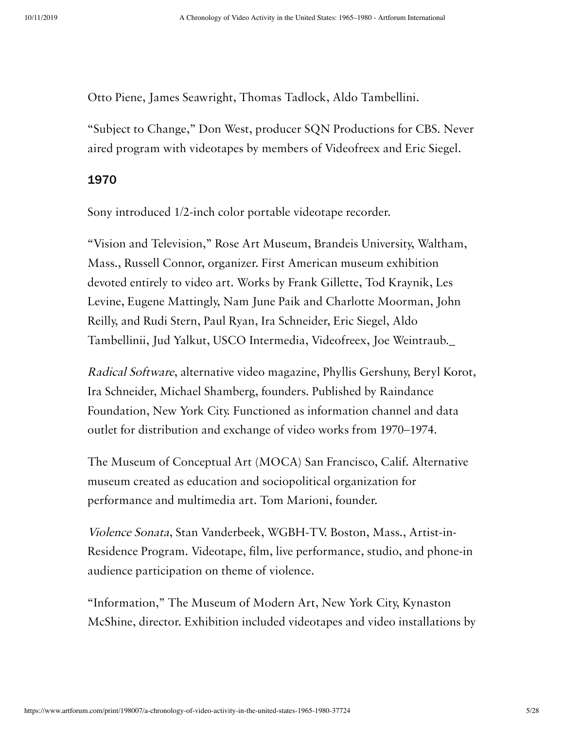Otto Piene, James Seawright, Thomas Tadlock, Aldo Tambellini.

“Subject to Change,” Don West, producer SQN Productions for CBS. Never aired program with videotapes by members of Videofreex and Eric Siegel.

## 1970

Sony introduced 1/2-inch color portable videotape recorder.

“Vision and Television,” Rose Art Museum, Brandeis University, Waltham, Mass., Russell Connor, organizer. First American museum exhibition devoted entirely to video art. Works by Frank Gillette, Tod Kraynik, Les Levine, Eugene Mattingly, Nam June Paik and Charlotte Moorman, John Reilly, and Rudi Stern, Paul Ryan, Ira Schneider, Eric Siegel, Aldo Tambellinii, Jud Yalkut, USCO Intermedia, Videofreex, Joe Weintraub._

*Radical Software*, alternative video magazine, Phyllis Gershuny, Beryl Korot, Ira Schneider, Michael Shamberg, founders. Published by Raindance Foundation, New York City. Functioned as information channel and data outlet for distribution and exchange of video works from 1970–1974.

The Museum of Conceptual Art (MOCA) San Francisco, Calif. Alternative museum created as education and sociopolitical organization for performance and multimedia art. Tom Marioni, founder.

*Violence Sonata*, Stan Vanderbeek, WGBH-TV. Boston, Mass., Artist-in-Residence Program. Videotape, film, live performance, studio, and phone-in audience participation on theme of violence.

“Information,” The Museum of Modern Art, New York City, Kynaston McShine, director. Exhibition included videotapes and video installations by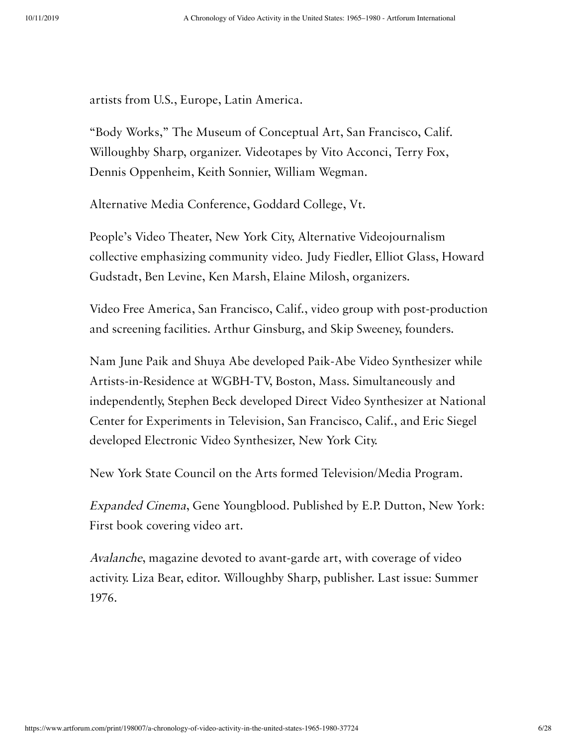artists from U.S., Europe, Latin America.

"Body Works," The Museum of Conceptual Art, San Francisco, Calif. Willoughby Sharp, organizer. Videotapes by Vito Acconci, Terry Fox, Dennis Oppenheim, Keith Sonnier, William Wegman.

Alternative Media Conference, Goddard College, Vt.

People's Video Theater, New York City, Alternative Videojournalism collective emphasizing community video. Judy Fiedler, Elliot Glass, Howard Gudstadt, Ben Levine, Ken Marsh, Elaine Milosh, organizers.

Video Free America, San Francisco, Calif., video group with post-production and screening facilities. Arthur Ginsburg, and Skip Sweeney, founders.

Nam June Paik and Shuya Abe developed Paik-Abe Video Synthesizer while Artists-in-Residence at WGBH-TV, Boston, Mass. Simultaneously and independently, Stephen Beck developed Direct Video Synthesizer at National Center for Experiments in Television, San Francisco, Calif., and Eric Siegel developed Electronic Video Synthesizer, New York City.

New York State Council on the Arts formed Television/Media Program.

*Expanded Cinema*, Gene Youngblood. Published by E.P. Dutton, New York: First book covering video art.

*Avalanche*, magazine devoted to avant-garde art, with coverage of video activity. Liza Bear, editor. Willoughby Sharp, publisher. Last issue: Summer 1976.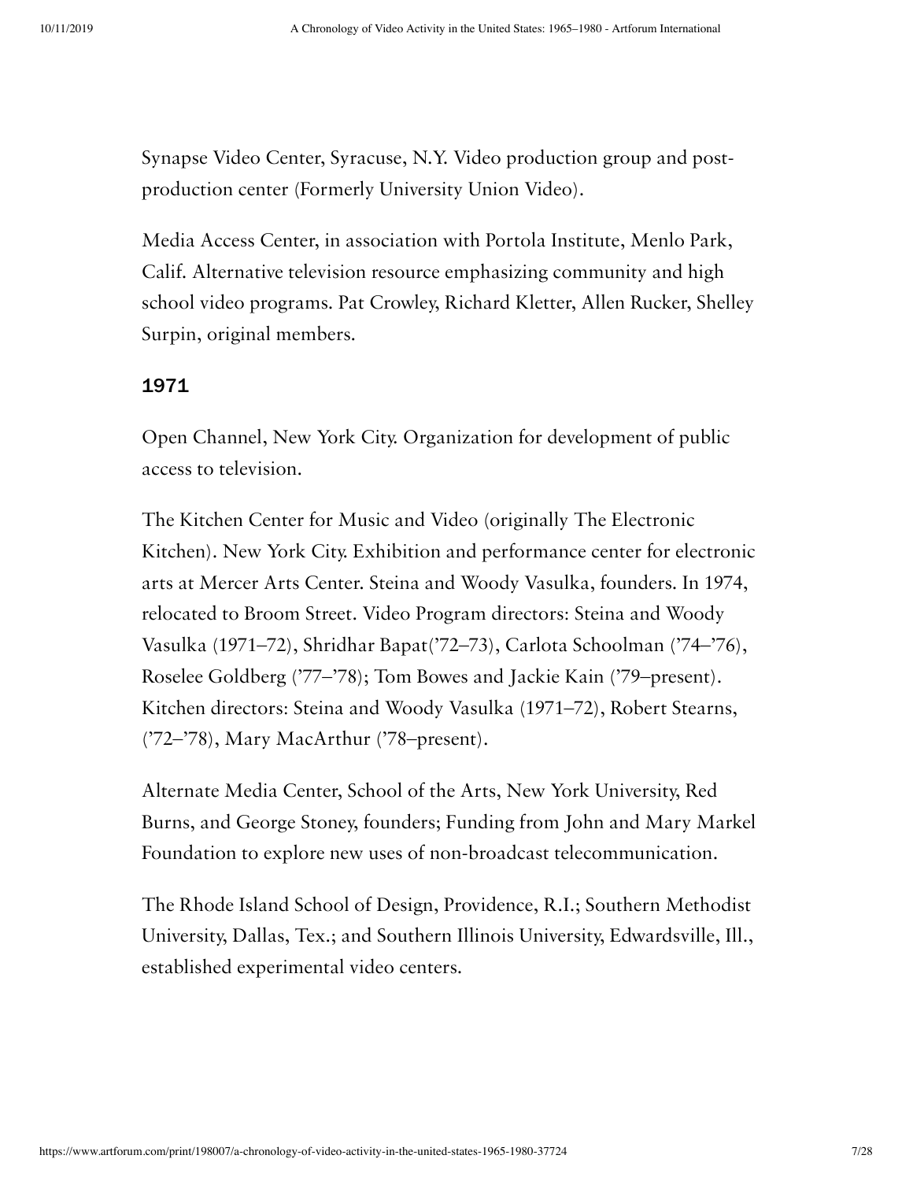Synapse Video Center, Syracuse, N.Y. Video production group and post-production center (Formerly University Union Video).

Media Access Center, in association with Portola Institute, Menlo Park, Calif. Alternative television resource emphasizing community and high school video programs. Pat Crowley, Richard Kletter, Allen Rucker, Shelley Surpin, original members.

### 1971

Open Channel, New York City. Organization for development of public access to television.

The Kitchen Center for Music and Video (originally The Electronic Kitchen). New York City. Exhibition and performance center for electronic arts at Mercer Arts Center. Steina and Woody Vasulka, founders. In 1974, relocated to Broom Street. Video Program directors: Steina and Woody Vasulka (1971–72), Shridhar Bapat('72–73), Carlota Schoolman ('74–'76), Roselee Goldberg ('77–'78); Tom Bowes and Jackie Kain ('79–present). Kitchen directors: Steina and Woody Vasulka (1971–72), Robert Stearns, ('72–'78), Mary MacArthur ('78–present).

Alternate Media Center, School of the Arts, New York University, Red Burns, and George Stoney, founders; Funding from John and Mary Markel Foundation to explore new uses of non-broadcast telecommunication.

The Rhode Island School of Design, Providence, R.I.; Southern Methodist University, Dallas, Tex.; and Southern Illinois University, Edwardsville, Ill., established experimental video centers.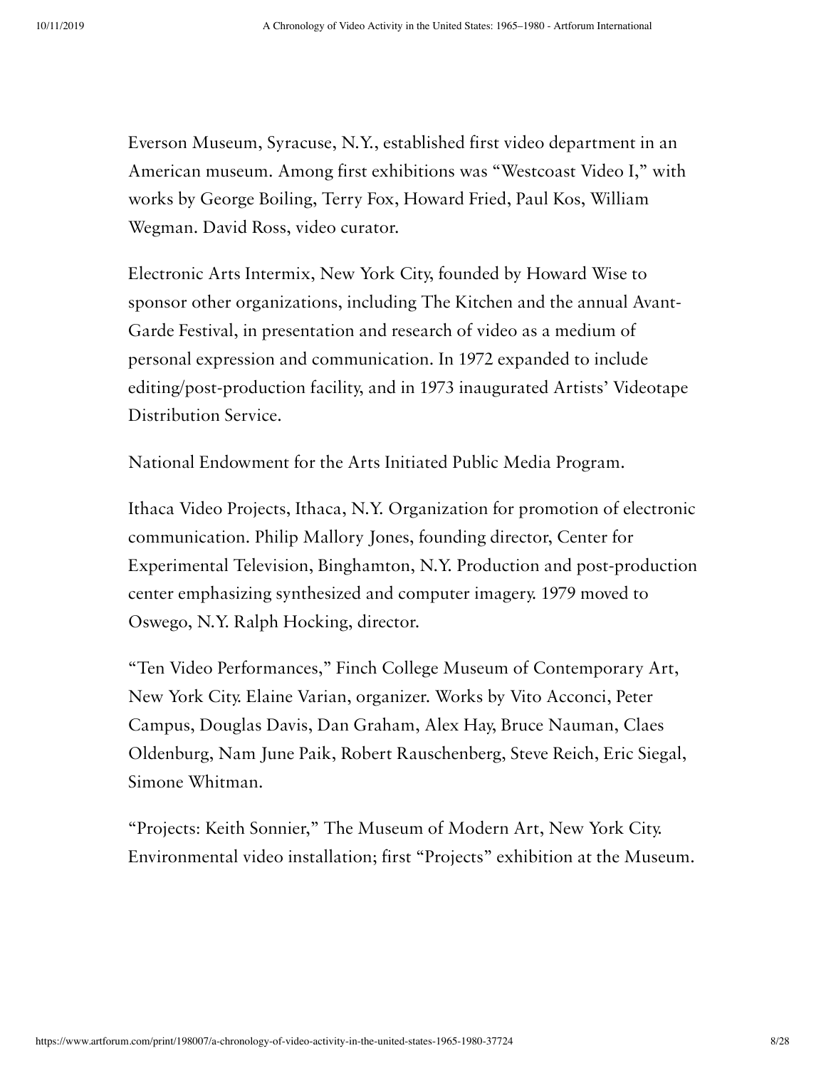Everson Museum, Syracuse, N.Y., established first video department in an American museum. Among first exhibitions was "Westcoast Video I," with works by George Boiling, Terry Fox, Howard Fried, Paul Kos, William Wegman. David Ross, video curator.

Electronic Arts Intermix, New York City, founded by Howard Wise to sponsor other organizations, including The Kitchen and the annual Avant-Garde Festival, in presentation and research of video as a medium of personal expression and communication. In 1972 expanded to include editing/post-production facility, and in 1973 inaugurated Artists' Videotape Distribution Service.

National Endowment for the Arts Initiated Public Media Program.

Ithaca Video Projects, Ithaca, N.Y. Organization for promotion of electronic communication. Philip Mallory Jones, founding director, Center for Experimental Television, Binghamton, N.Y. Production and post-production center emphasizing synthesized and computer imagery. 1979 moved to Oswego, N.Y. Ralph Hocking, director.

"Ten Video Performances," Finch College Museum of Contemporary Art, New York City. Elaine Varian, organizer. Works by Vito Acconci, Peter Campus, Douglas Davis, Dan Graham, Alex Hay, Bruce Nauman, Claes Oldenburg, Nam June Paik, Robert Rauschenberg, Steve Reich, Eric Siegal, Simone Whitman.

"Projects: Keith Sonnier," The Museum of Modern Art, New York City. Environmental video installation; first "Projects" exhibition at the Museum.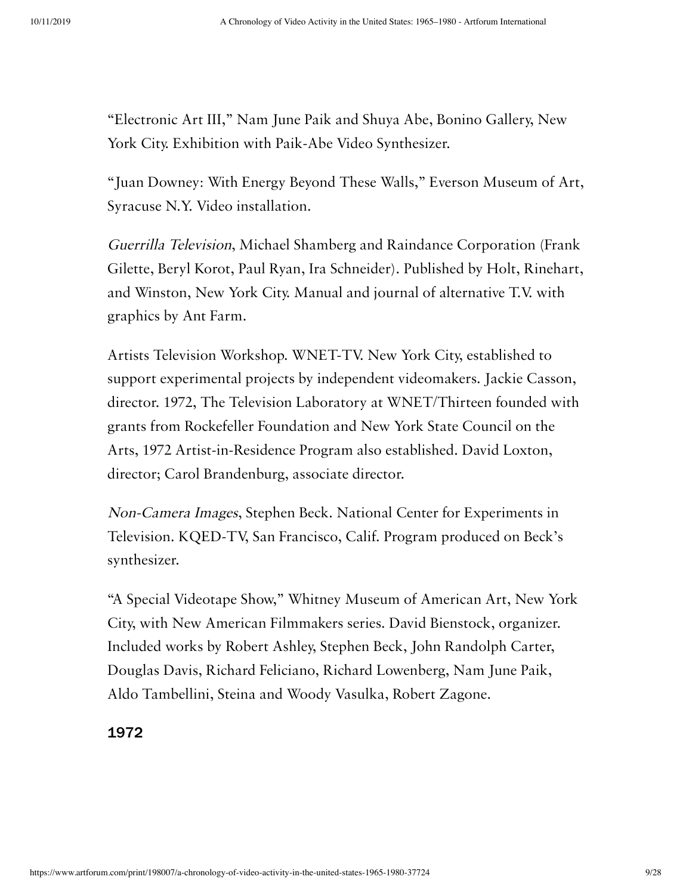"Electronic Art III," Nam June Paik and Shuya Abe, Bonino Gallery, New York City. Exhibition with Paik-Abe Video Synthesizer.

"Juan Downey: With Energy Beyond These Walls," Everson Museum of Art, Syracuse N.Y. Video installation.

*Guerrilla Television*, Michael Shamberg and Raindance Corporation (Frank Gilette, Beryl Korot, Paul Ryan, Ira Schneider). Published by Holt, Rinehart, and Winston, New York City. Manual and journal of alternative T.V. with graphics by Ant Farm.

Artists Television Workshop. WNET-TV. New York City, established to support experimental projects by independent videomakers. Jackie Casson, director. 1972, The Television Laboratory at WNET/Thirteen founded with grants from Rockefeller Foundation and New York State Council on the Arts, 1972 Artist-in-Residence Program also established. David Loxton, director; Carol Brandenburg, associate director.

*Non-Camera Images*, Stephen Beck. National Center for Experiments in Television. KQED-TV, San Francisco, Calif. Program produced on Beck's synthesizer.

"A Special Videotape Show," Whitney Museum of American Art, New York City, with New American Filmmakers series. David Bienstock, organizer. Included works by Robert Ashley, Stephen Beck, John Randolph Carter, Douglas Davis, Richard Feliciano, Richard Lowenberg, Nam June Paik, Aldo Tambellini, Steina and Woody Vasulka, Robert Zagone.

**1972**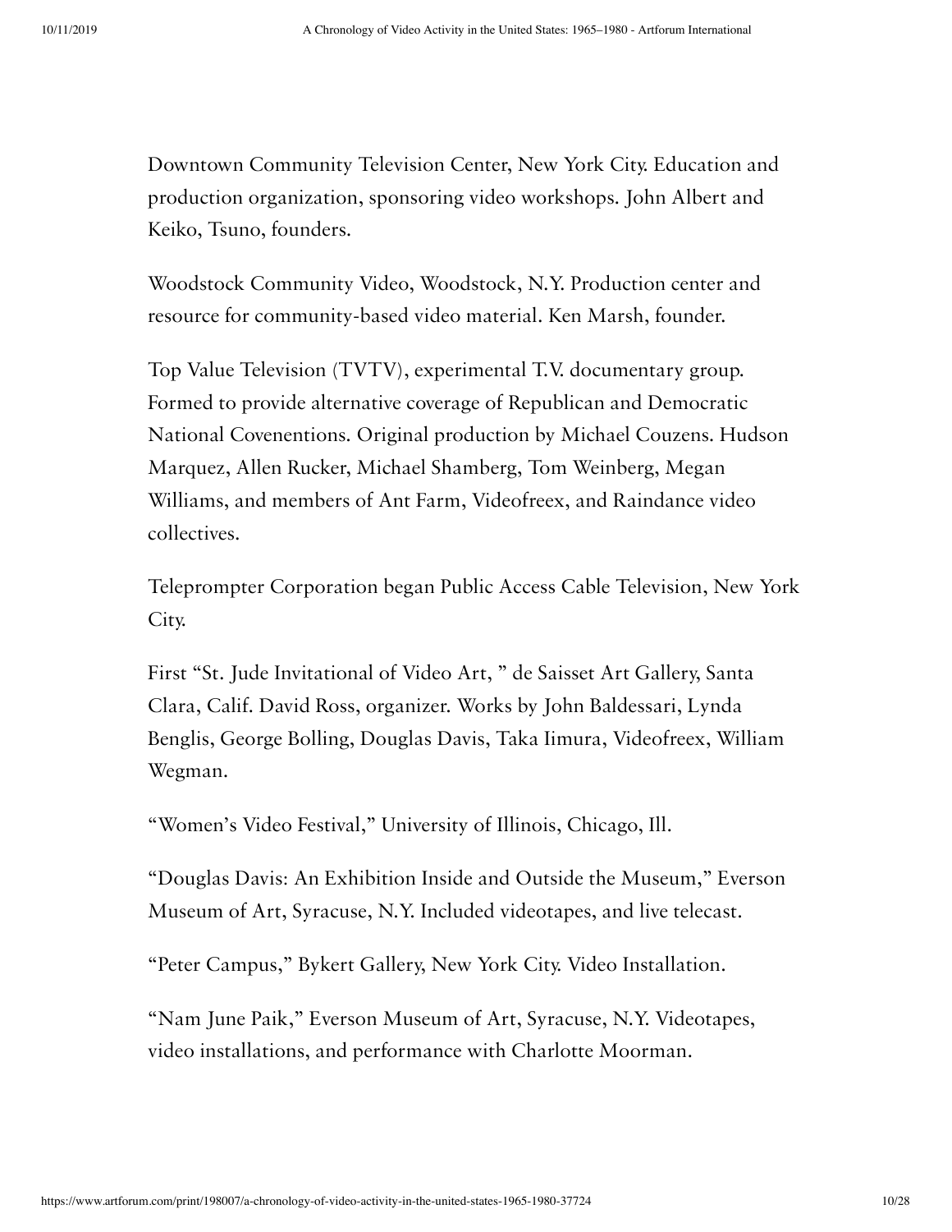Downtown Community Television Center, New York City. Education and production organization, sponsoring video workshops. John Albert and Keiko, Tsuno, founders.

Woodstock Community Video, Woodstock, N.Y. Production center and resource for community-based video material. Ken Marsh, founder.

Top Value Television (TVTV), experimental T.V. documentary group. Formed to provide alternative coverage of Republican and Democratic National Covenentions. Original production by Michael Couzens. Hudson Marquez, Allen Rucker, Michael Shamberg, Tom Weinberg, Megan Williams, and members of Ant Farm, Videofreex, and Raindance video collectives.

Teleprompter Corporation began Public Access Cable Television, New York City.

First "St. Jude Invitational of Video Art, " de Saisset Art Gallery, Santa Clara, Calif. David Ross, organizer. Works by John Baldessari, Lynda Benglis, George Bolling, Douglas Davis, Taka Iimura, Videofreex, William Wegman.

"Women's Video Festival," University of Illinois, Chicago, Ill.

"Douglas Davis: An Exhibition Inside and Outside the Museum," Everson Museum of Art, Syracuse, N.Y. Included videotapes, and live telecast.

"Peter Campus," Bykert Gallery, New York City. Video Installation.

"Nam June Paik," Everson Museum of Art, Syracuse, N.Y. Videotapes, video installations, and performance with Charlotte Moorman.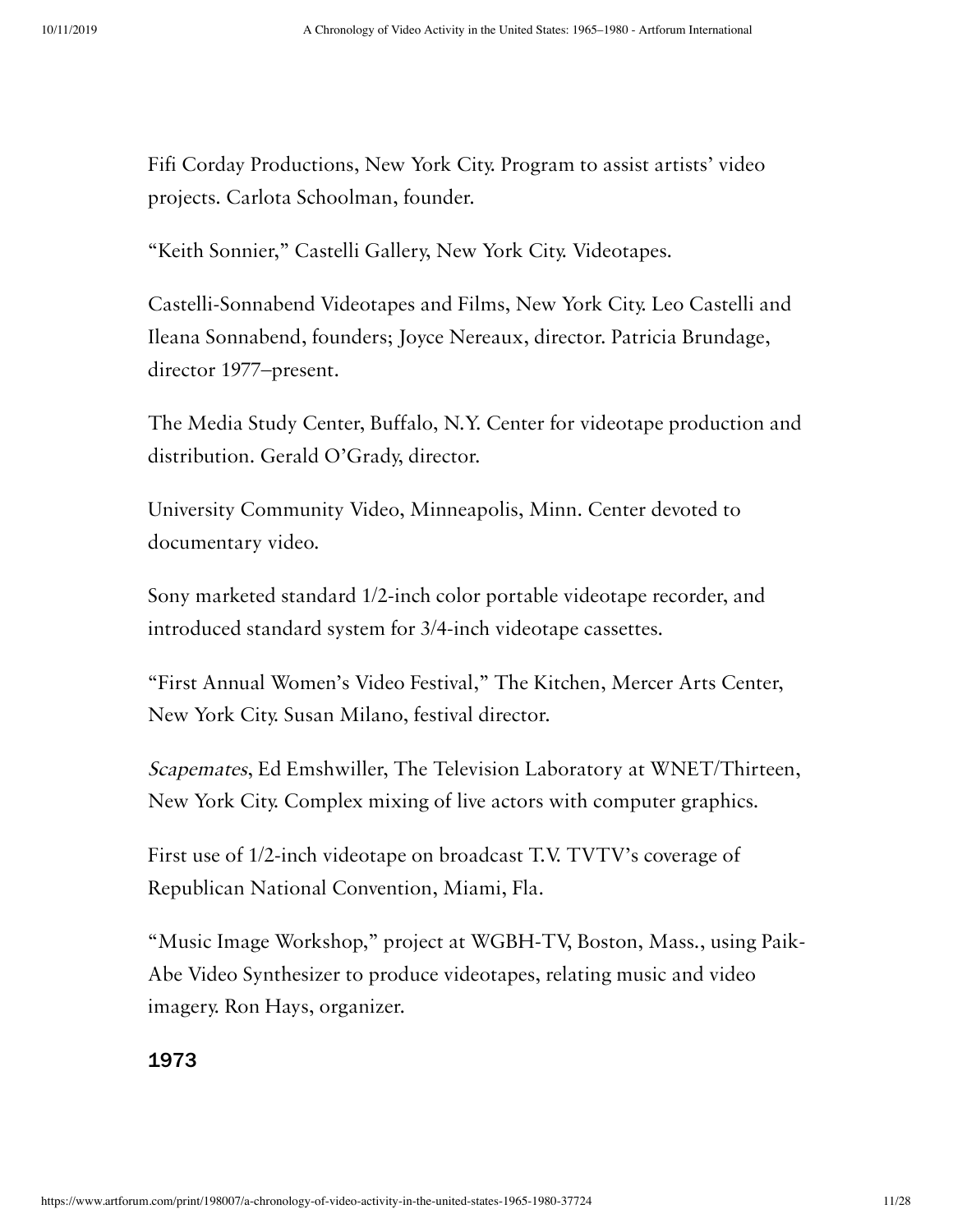Fifi Corday Productions, New York City. Program to assist artists' video projects. Carlota Schoolman, founder.

"Keith Sonnier," Castelli Gallery, New York City. Videotapes.

Castelli-Sonnabend Videotapes and Films, New York City. Leo Castelli and Ileana Sonnabend, founders; Joyce Nereaux, director. Patricia Brundage, director 1977–present.

The Media Study Center, Buffalo, N.Y. Center for videotape production and distribution. Gerald O'Grady, director.

University Community Video, Minneapolis, Minn. Center devoted to documentary video.

Sony marketed standard 1/2-inch color portable videotape recorder, and introduced standard system for 3/4-inch videotape cassettes.

"First Annual Women's Video Festival," The Kitchen, Mercer Arts Center, New York City. Susan Milano, festival director.

*Scapemates*, Ed Emshwiller, The Television Laboratory at WNET/Thirteen, New York City. Complex mixing of live actors with computer graphics.

First use of 1/2-inch videotape on broadcast T.V. TVTV's coverage of Republican National Convention, Miami, Fla.

"Music Image Workshop," project at WGBH-TV, Boston, Mass., using Paik-Abe Video Synthesizer to produce videotapes, relating music and video imagery. Ron Hays, organizer.

### 1973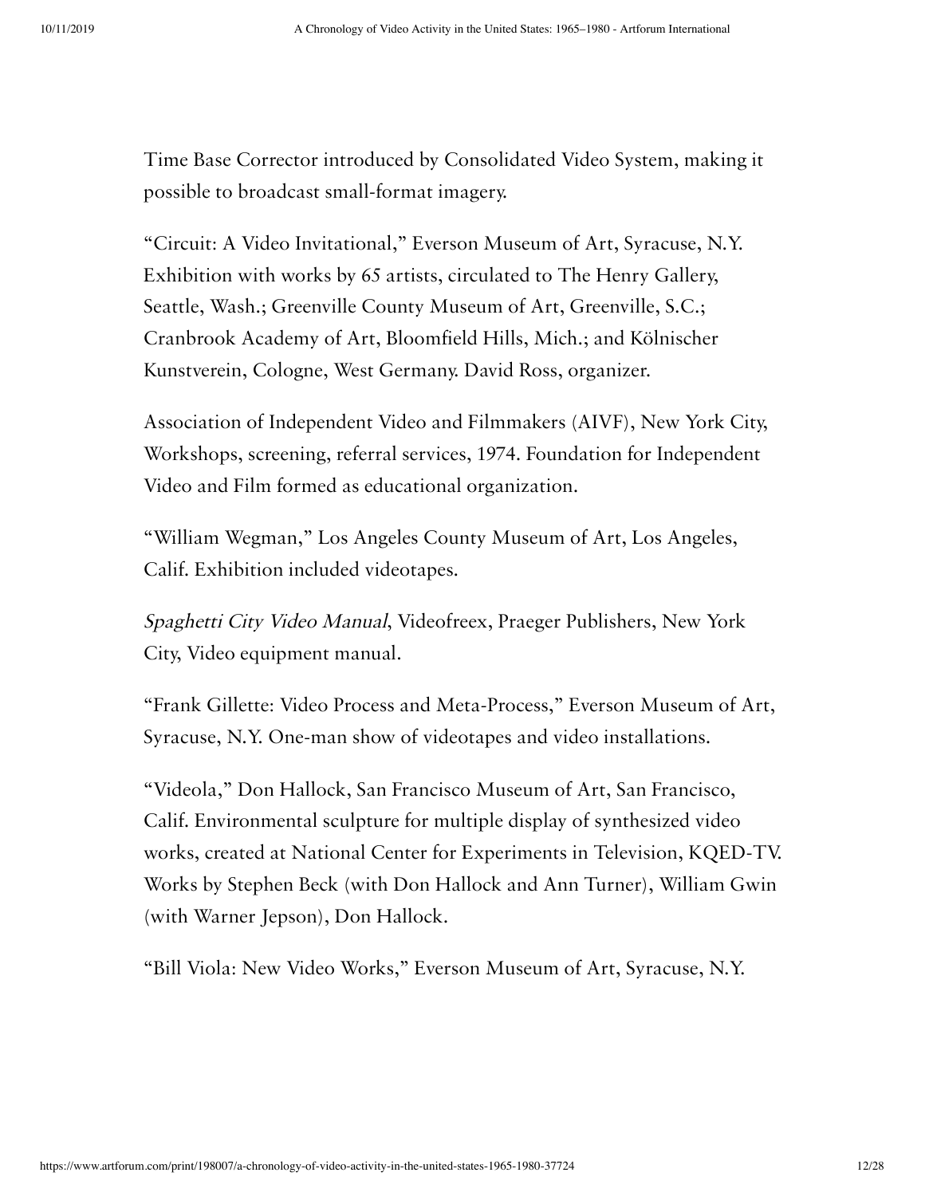Time Base Corrector introduced by Consolidated Video System, making it possible to broadcast small-format imagery.

"Circuit: A Video Invitational," Everson Museum of Art, Syracuse, N.Y. Exhibition with works by 65 artists, circulated to The Henry Gallery, Seattle, Wash.; Greenville County Museum of Art, Greenville, S.C.; Cranbrook Academy of Art, Bloomfield Hills, Mich.; and Kölnischer Kunstverein, Cologne, West Germany. David Ross, organizer.

Association of Independent Video and Filmmakers (AIVF), New York City, Workshops, screening, referral services, 1974. Foundation for Independent Video and Film formed as educational organization.

"William Wegman," Los Angeles County Museum of Art, Los Angeles, Calif. Exhibition included videotapes.

*Spaghetti City Video Manual*, Videofreex, Praeger Publishers, New York City, Video equipment manual.

"Frank Gillette: Video Process and Meta-Process," Everson Museum of Art, Syracuse, N.Y. One-man show of videotapes and video installations.

"Videola," Don Hallock, San Francisco Museum of Art, San Francisco, Calif. Environmental sculpture for multiple display of synthesized video works, created at National Center for Experiments in Television, KQED-TV. Works by Stephen Beck (with Don Hallock and Ann Turner), William Gwin (with Warner Jepson), Don Hallock.

"Bill Viola: New Video Works," Everson Museum of Art, Syracuse, N.Y.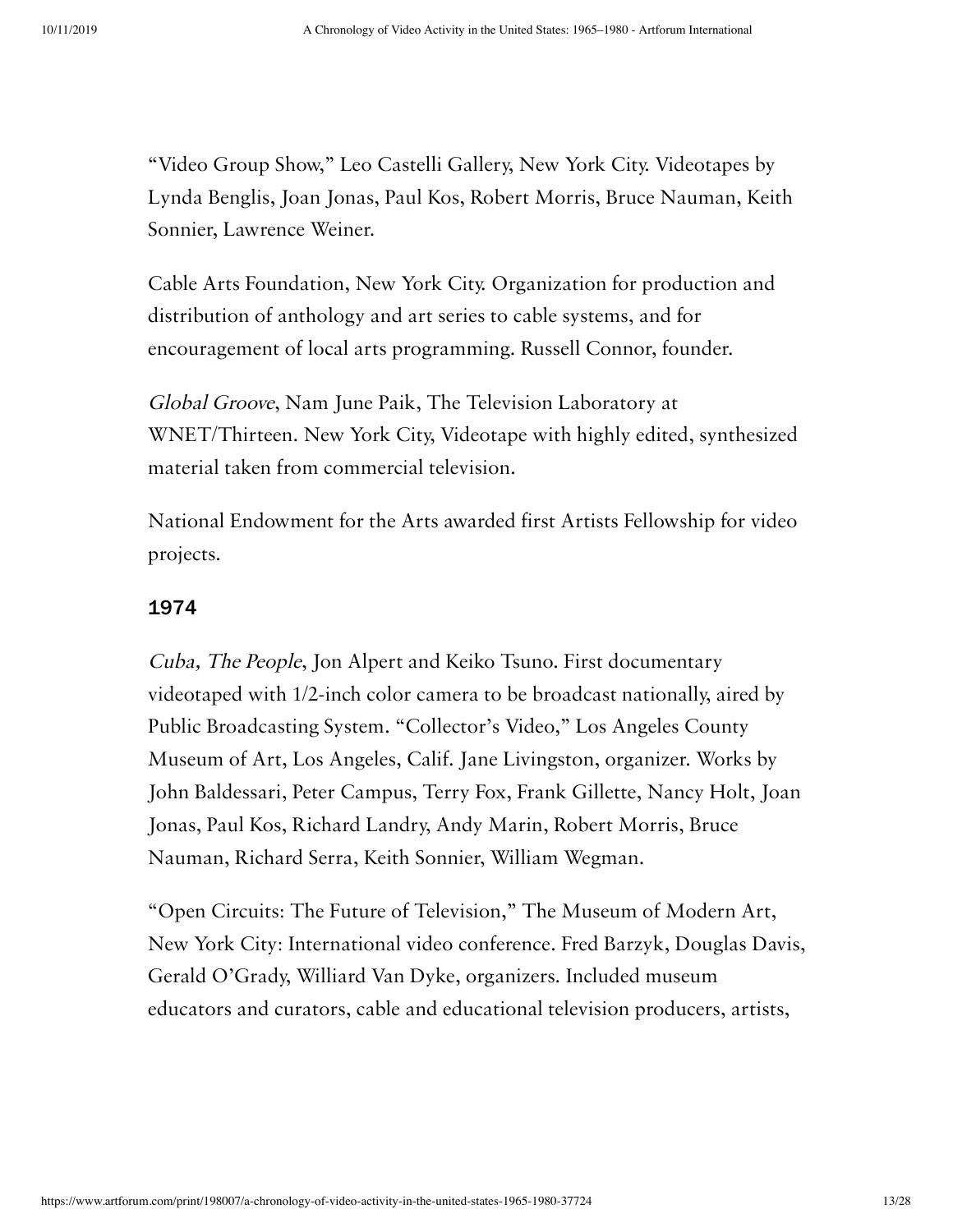"Video Group Show," Leo Castelli Gallery, New York City. Videotapes by Lynda Benglis, Joan Jonas, Paul Kos, Robert Morris, Bruce Nauman, Keith Sonnier, Lawrence Weiner.

Cable Arts Foundation, New York City. Organization for production and distribution of anthology and art series to cable systems, and for encouragement of local arts programming. Russell Connor, founder.

*Global Groove*, Nam June Paik, The Television Laboratory at WNET/Thirteen. New York City, Videotape with highly edited, synthesized material taken from commercial television.

National Endowment for the Arts awarded first Artists Fellowship for video projects.

### 1974

*Cuba, The People*, Jon Alpert and Keiko Tsuno. First documentary videotaped with 1/2-inch color camera to be broadcast nationally, aired by Public Broadcasting System. "Collector's Video," Los Angeles County Museum of Art, Los Angeles, Calif. Jane Livingston, organizer. Works by John Baldessari, Peter Campus, Terry Fox, Frank Gillette, Nancy Holt, Joan Jonas, Paul Kos, Richard Landry, Andy Marin, Robert Morris, Bruce Nauman, Richard Serra, Keith Sonnier, William Wegman.

"Open Circuits: The Future of Television," The Museum of Modern Art, New York City: International video conference. Fred Barzyk, Douglas Davis, Gerald O'Grady, Williard Van Dyke, organizers. Included museum educators and curators, cable and educational television producers, artists,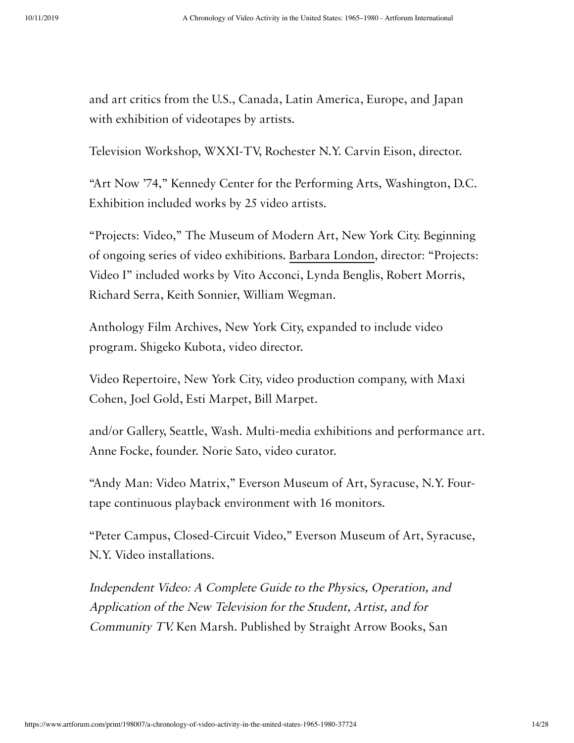and art critics from the U.S., Canada, Latin America, Europe, and Japan with exhibition of videotapes by artists.

Television Workshop, WXXI-TV, Rochester N.Y. Carvin Eison, director.

"Art Now '74," Kennedy Center for the Performing Arts, Washington, D.C. Exhibition included works by 25 video artists.

"Projects: Video," The Museum of Modern Art, New York City. Beginning of ongoing series of video exhibitions. Barbara London, director: "Projects: Video I" included works by Vito Acconci, Lynda Benglis, Robert Morris, Richard Serra, Keith Sonnier, William Wegman.

Anthology Film Archives, New York City, expanded to include video program. Shigeko Kubota, video director.

Video Repertoire, New York City, video production company, with Maxi Cohen, Joel Gold, Esti Marpet, Bill Marpet.

and/or Gallery, Seattle, Wash. Multi-media exhibitions and performance art. Anne Focke, founder. Norie Sato, video curator.

"Andy Man: Video Matrix," Everson Museum of Art, Syracuse, N.Y. Four-tape continuous playback environment with 16 monitors.

"Peter Campus, Closed-Circuit Video," Everson Museum of Art, Syracuse, N.Y. Video installations.

*Independent Video: A Complete Guide to the Physics, Operation, and Application of the New Television for the Student, Artist, and for Community TV.* Ken Marsh. Published by Straight Arrow Books, San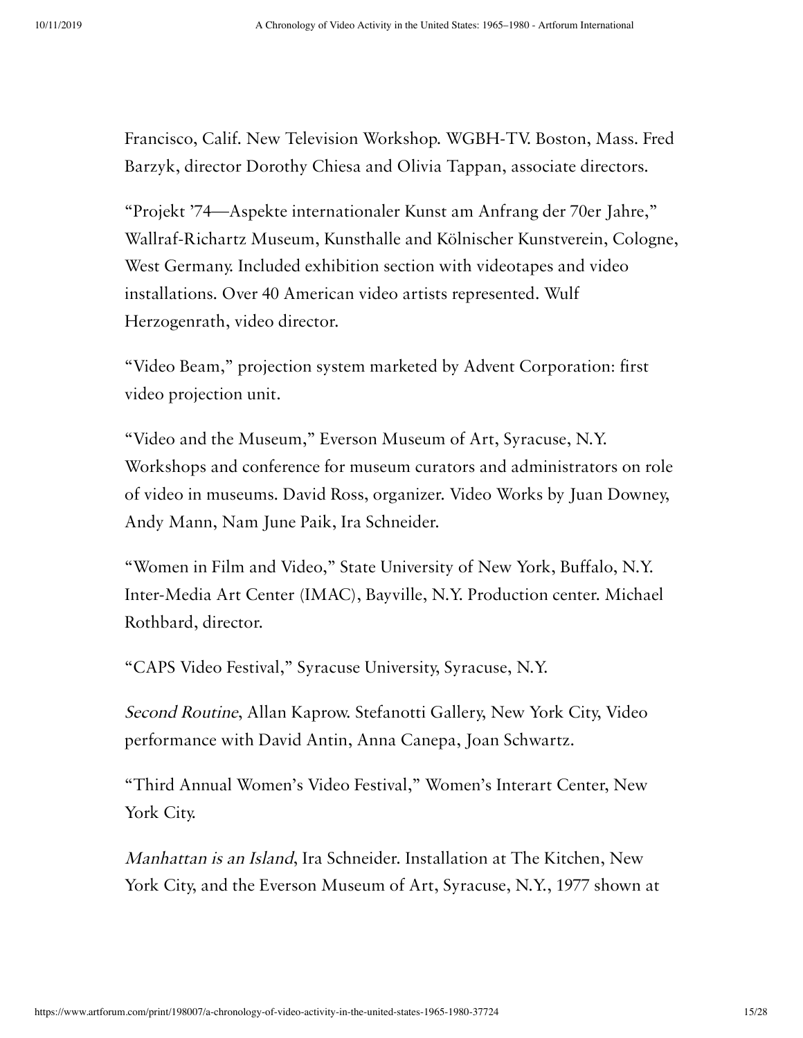Francisco, Calif. New Television Workshop. WGBH-TV. Boston, Mass. Fred Barzyk, director Dorothy Chiesa and Olivia Tappan, associate directors.

"Projekt '74—Aspekte internationaler Kunst am Anfrang der 70er Jahre," Wallraf-Richartz Museum, Kunsthalle and Kölnischer Kunstverein, Cologne, West Germany. Included exhibition section with videotapes and video installations. Over 40 American video artists represented. Wulf Herzogenrath, video director.

"Video Beam," projection system marketed by Advent Corporation: first video projection unit.

"Video and the Museum," Everson Museum of Art, Syracuse, N.Y. Workshops and conference for museum curators and administrators on role of video in museums. David Ross, organizer. Video Works by Juan Downey, Andy Mann, Nam June Paik, Ira Schneider.

"Women in Film and Video," State University of New York, Buffalo, N.Y. Inter-Media Art Center (IMAC), Bayville, N.Y. Production center. Michael Rothbard, director.

"CAPS Video Festival," Syracuse University, Syracuse, N.Y.

*Second Routine*, Allan Kaprow. Stefanotti Gallery, New York City, Video performance with David Antin, Anna Canepa, Joan Schwartz.

"Third Annual Women's Video Festival," Women's Interart Center, New York City.

*Manhattan is an Island*, Ira Schneider. Installation at The Kitchen, New York City, and the Everson Museum of Art, Syracuse, N.Y., 1977 shown at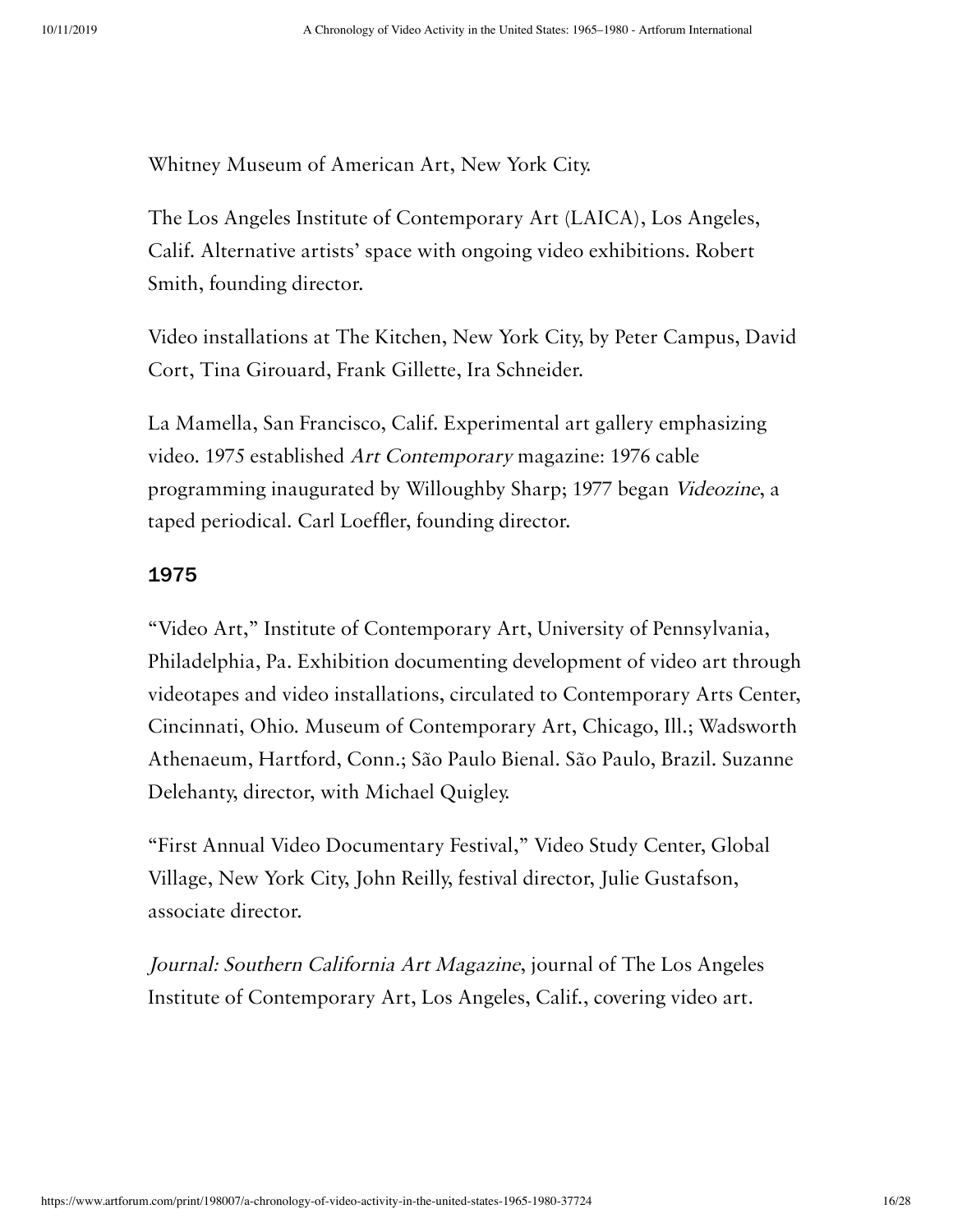Whitney Museum of American Art, New York City.

The Los Angeles Institute of Contemporary Art (LAICA), Los Angeles, Calif. Alternative artists' space with ongoing video exhibitions. Robert Smith, founding director.

Video installations at The Kitchen, New York City, by Peter Campus, David Cort, Tina Girouard, Frank Gillette, Ira Schneider.

La Mamella, San Francisco, Calif. Experimental art gallery emphasizing video. 1975 established *Art Contemporary* magazine: 1976 cable programming inaugurated by Willoughby Sharp; 1977 began *Videozine*, a taped periodical. Carl Loeffler, founding director.

### 1975

"Video Art," Institute of Contemporary Art, University of Pennsylvania, Philadelphia, Pa. Exhibition documenting development of video art through videotapes and video installations, circulated to Contemporary Arts Center, Cincinnati, Ohio. Museum of Contemporary Art, Chicago, Ill.; Wadsworth Athenaeum, Hartford, Conn.; São Paulo Bienal. São Paulo, Brazil. Suzanne Delehanty, director, with Michael Quigley.

"First Annual Video Documentary Festival," Video Study Center, Global Village, New York City, John Reilly, festival director, Julie Gustafson, associate director.

*Journal: Southern California Art Magazine*, journal of The Los Angeles Institute of Contemporary Art, Los Angeles, Calif., covering video art.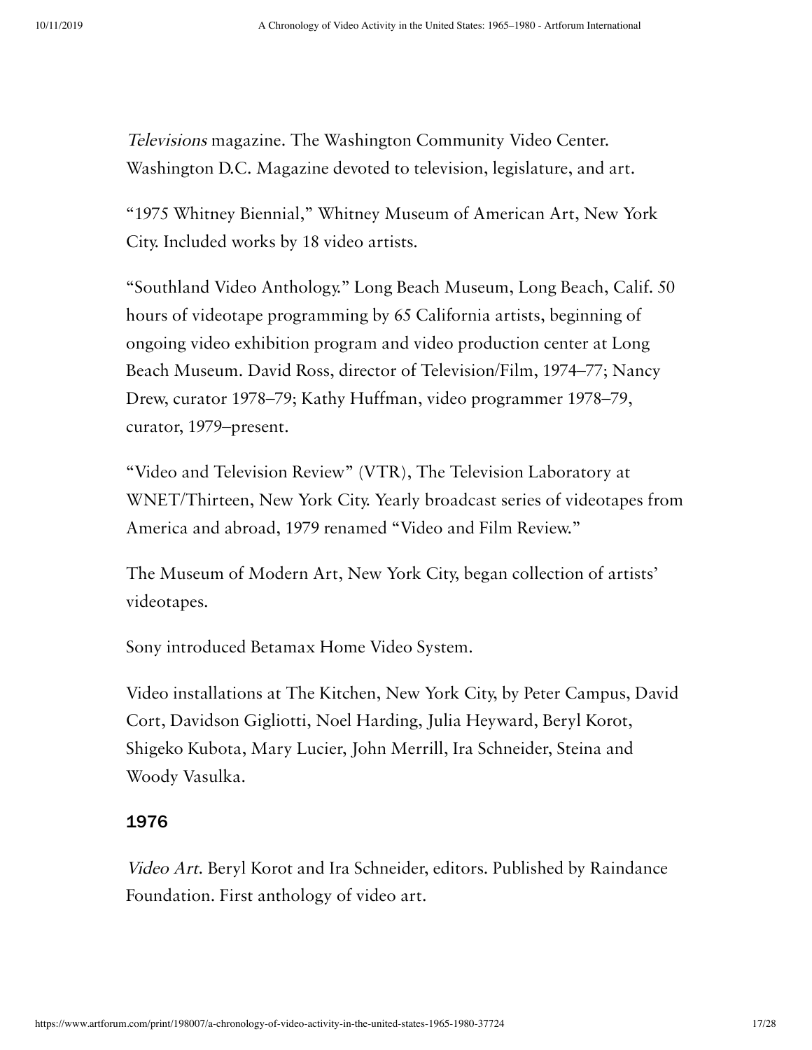*Televisions* magazine. The Washington Community Video Center. Washington D.C. Magazine devoted to television, legislature, and art.

"1975 Whitney Biennial," Whitney Museum of American Art, New York City. Included works by 18 video artists.

"Southland Video Anthology." Long Beach Museum, Long Beach, Calif. 50 hours of videotape programming by 65 California artists, beginning of ongoing video exhibition program and video production center at Long Beach Museum. David Ross, director of Television/Film, 1974–77; Nancy Drew, curator 1978–79; Kathy Huffman, video programmer 1978–79, curator, 1979–present.

"Video and Television Review" (VTR), The Television Laboratory at WNET/Thirteen, New York City. Yearly broadcast series of videotapes from America and abroad, 1979 renamed "Video and Film Review."

The Museum of Modern Art, New York City, began collection of artists' videotapes.

Sony introduced Betamax Home Video System.

Video installations at The Kitchen, New York City, by Peter Campus, David Cort, Davidson Gigliotti, Noel Harding, Julia Heyward, Beryl Korot, Shigeko Kubota, Mary Lucier, John Merrill, Ira Schneider, Steina and Woody Vasulka.

### 1976

*Video Art*. Beryl Korot and Ira Schneider, editors. Published by Raindance Foundation. First anthology of video art.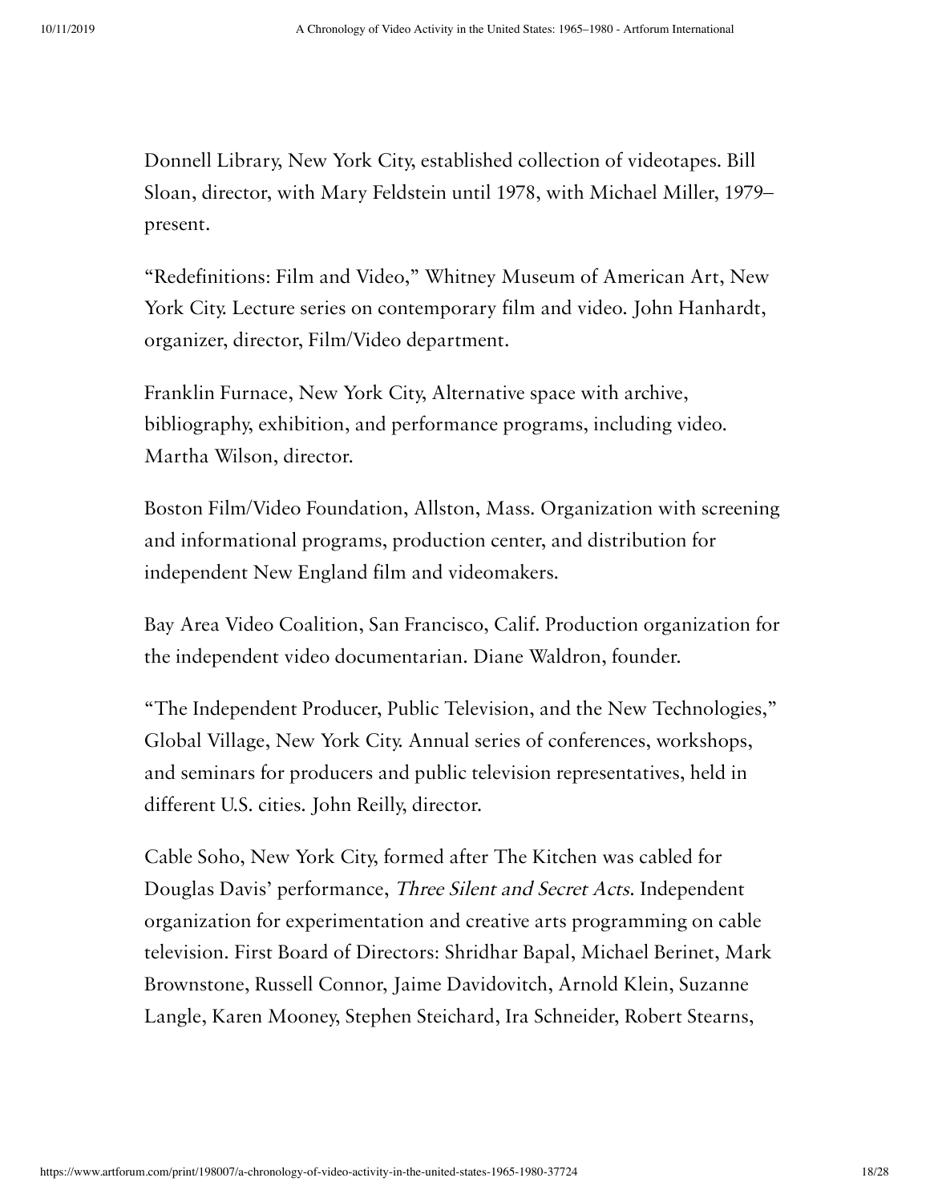Donnell Library, New York City, established collection of videotapes. Bill Sloan, director, with Mary Feldstein until 1978, with Michael Miller, 1979–present.

“Redefinitions: Film and Video,” Whitney Museum of American Art, New York City. Lecture series on contemporary film and video. John Hanhardt, organizer, director, Film/Video department.

Franklin Furnace, New York City, Alternative space with archive, bibliography, exhibition, and performance programs, including video. Martha Wilson, director.

Boston Film/Video Foundation, Allston, Mass. Organization with screening and informational programs, production center, and distribution for independent New England film and videomakers.

Bay Area Video Coalition, San Francisco, Calif. Production organization for the independent video documentarian. Diane Waldron, founder.

“The Independent Producer, Public Television, and the New Technologies,” Global Village, New York City. Annual series of conferences, workshops, and seminars for producers and public television representatives, held in different U.S. cities. John Reilly, director.

Cable Soho, New York City, formed after The Kitchen was cabled for Douglas Davis’ performance, *Three Silent and Secret Acts*. Independent organization for experimentation and creative arts programming on cable television. First Board of Directors: Shridhar Bapal, Michael Berinet, Mark Brownstone, Russell Connor, Jaime Davidovitch, Arnold Klein, Suzanne Langle, Karen Mooney, Stephen Steichard, Ira Schneider, Robert Stearns,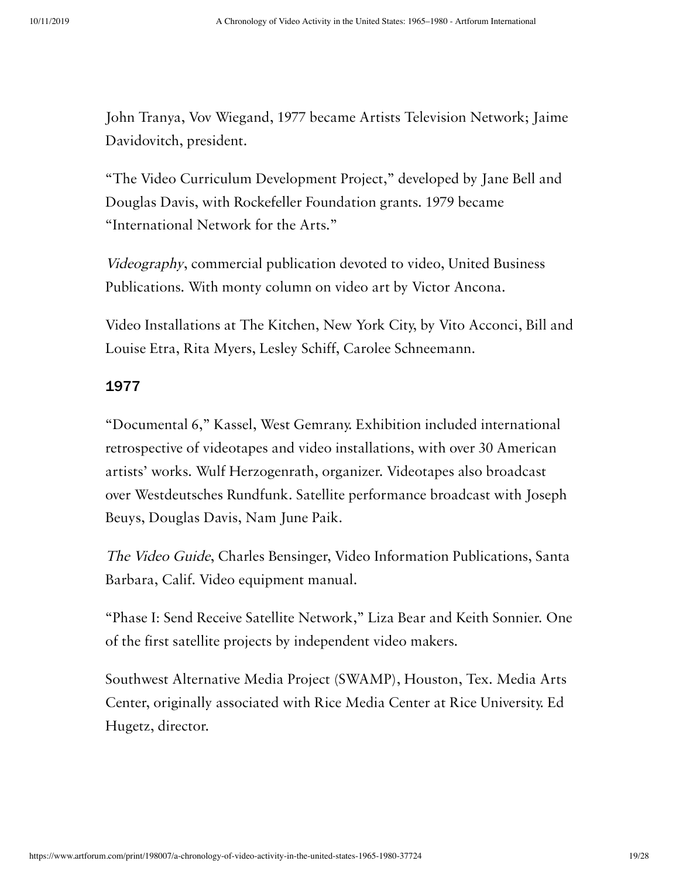John Tranya, Vov Wiegand, 1977 became Artists Television Network; Jaime Davidovitch, president.

"The Video Curriculum Development Project," developed by Jane Bell and Douglas Davis, with Rockefeller Foundation grants. 1979 became "International Network for the Arts."

*Videography*, commercial publication devoted to video, United Business Publications. With monty column on video art by Victor Ancona.

Video Installations at The Kitchen, New York City, by Vito Acconci, Bill and Louise Etra, Rita Myers, Lesley Schiff, Carolee Schneemann.

### 1977

"Documental 6," Kassel, West Gemrany. Exhibition included international retrospective of videotapes and video installations, with over 30 American artists' works. Wulf Herzogenrath, organizer. Videotapes also broadcast over Westdeutsches Rundfunk. Satellite performance broadcast with Joseph Beuys, Douglas Davis, Nam June Paik.

*The Video Guide*, Charles Bensinger, Video Information Publications, Santa Barbara, Calif. Video equipment manual.

"Phase I: Send Receive Satellite Network," Liza Bear and Keith Sonnier. One of the first satellite projects by independent video makers.

Southwest Alternative Media Project (SWAMP), Houston, Tex. Media Arts Center, originally associated with Rice Media Center at Rice University. Ed Hugetz, director.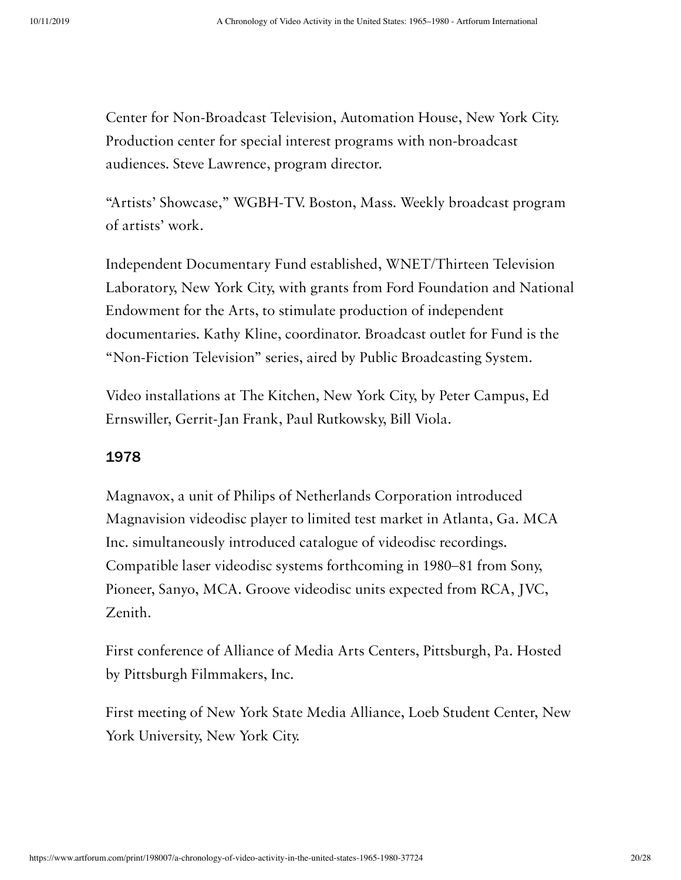Center for Non-Broadcast Television, Automation House, New York City. Production center for special interest programs with non-broadcast audiences. Steve Lawrence, program director.

"Artists' Showcase," WGBH-TV. Boston, Mass. Weekly broadcast program of artists' work.

Independent Documentary Fund established, WNET/Thirteen Television Laboratory, New York City, with grants from Ford Foundation and National Endowment for the Arts, to stimulate production of independent documentaries. Kathy Kline, coordinator. Broadcast outlet for Fund is the "Non-Fiction Television" series, aired by Public Broadcasting System.

Video installations at The Kitchen, New York City, by Peter Campus, Ed Ernswiller, Gerrit-Jan Frank, Paul Rutkowsky, Bill Viola.

### 1978

Magnavox, a unit of Philips of Netherlands Corporation introduced Magnavision videodisc player to limited test market in Atlanta, Ga. MCA Inc. simultaneously introduced catalogue of videodisc recordings. Compatible laser videodisc systems forthcoming in 1980–81 from Sony, Pioneer, Sanyo, MCA. Groove videodisc units expected from RCA, JVC, Zenith.

First conference of Alliance of Media Arts Centers, Pittsburgh, Pa. Hosted by Pittsburgh Filmmakers, Inc.

First meeting of New York State Media Alliance, Loeb Student Center, New York University, New York City.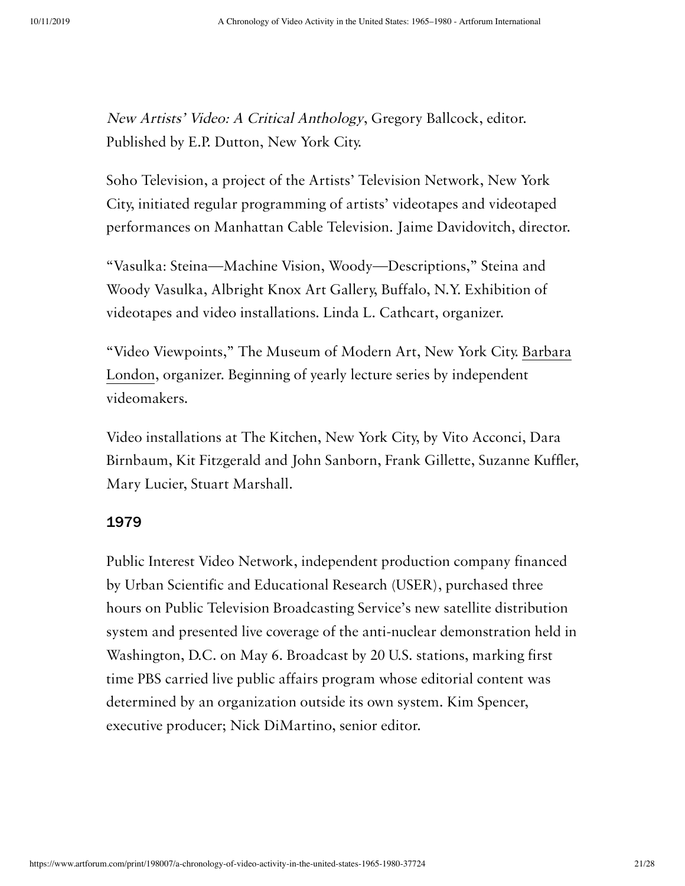*New Artists' Video: A Critical Anthology*, Gregory Ballcock, editor. Published by E.P. Dutton, New York City.

Soho Television, a project of the Artists' Television Network, New York City, initiated regular programming of artists' videotapes and videotaped performances on Manhattan Cable Television. Jaime Davidovitch, director.

"Vasulka: Steina—Machine Vision, Woody—Descriptions," Steina and Woody Vasulka, Albright Knox Art Gallery, Buffalo, N.Y. Exhibition of videotapes and video installations. Linda L. Cathcart, organizer.

"Video Viewpoints," The Museum of Modern Art, New York City. Barbara London, organizer. Beginning of yearly lecture series by independent videomakers.

Video installations at The Kitchen, New York City, by Vito Acconci, Dara Birnbaum, Kit Fitzgerald and John Sanborn, Frank Gillette, Suzanne Kuffler, Mary Lucier, Stuart Marshall.

### 1979

Public Interest Video Network, independent production company financed by Urban Scientific and Educational Research (USER), purchased three hours on Public Television Broadcasting Service's new satellite distribution system and presented live coverage of the anti-nuclear demonstration held in Washington, D.C. on May 6. Broadcast by 20 U.S. stations, marking first time PBS carried live public affairs program whose editorial content was determined by an organization outside its own system. Kim Spencer, executive producer; Nick DiMartino, senior editor.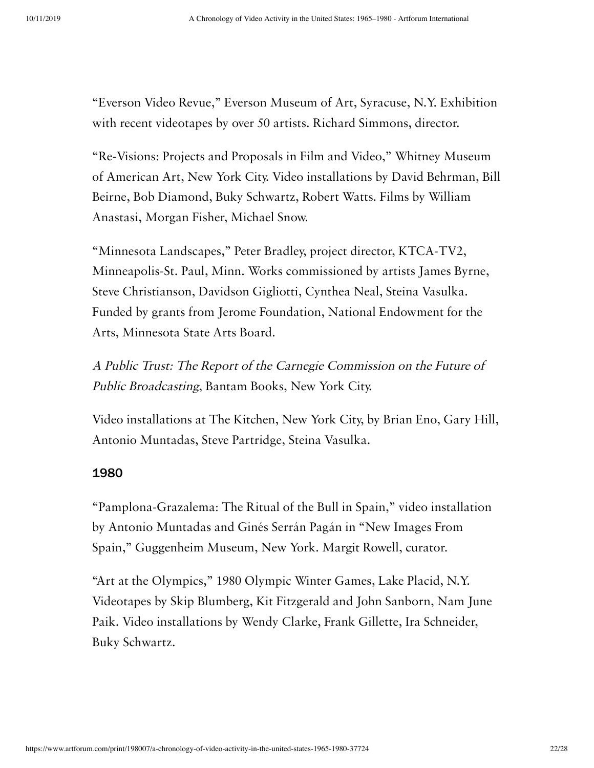"Everson Video Revue," Everson Museum of Art, Syracuse, N.Y. Exhibition with recent videotapes by over 50 artists. Richard Simmons, director.

"Re-Visions: Projects and Proposals in Film and Video," Whitney Museum of American Art, New York City. Video installations by David Behrman, Bill Beirne, Bob Diamond, Buky Schwartz, Robert Watts. Films by William Anastasi, Morgan Fisher, Michael Snow.

"Minnesota Landscapes," Peter Bradley, project director, KTCA-TV2, Minneapolis-St. Paul, Minn. Works commissioned by artists James Byrne, Steve Christianson, Davidson Gigliotti, Cynthea Neal, Steina Vasulka. Funded by grants from Jerome Foundation, National Endowment for the Arts, Minnesota State Arts Board.

*A Public Trust: The Report of the Carnegie Commission on the Future of Public Broadcasting*, Bantam Books, New York City.

Video installations at The Kitchen, New York City, by Brian Eno, Gary Hill, Antonio Muntadas, Steve Partridge, Steina Vasulka.

### 1980

"Pamplona-Grazalema: The Ritual of the Bull in Spain," video installation by Antonio Muntadas and Ginés Serrán Pagán in "New Images From Spain," Guggenheim Museum, New York. Margit Rowell, curator.

"Art at the Olympics," 1980 Olympic Winter Games, Lake Placid, N.Y. Videotapes by Skip Blumberg, Kit Fitzgerald and John Sanborn, Nam June Paik. Video installations by Wendy Clarke, Frank Gillette, Ira Schneider, Buky Schwartz.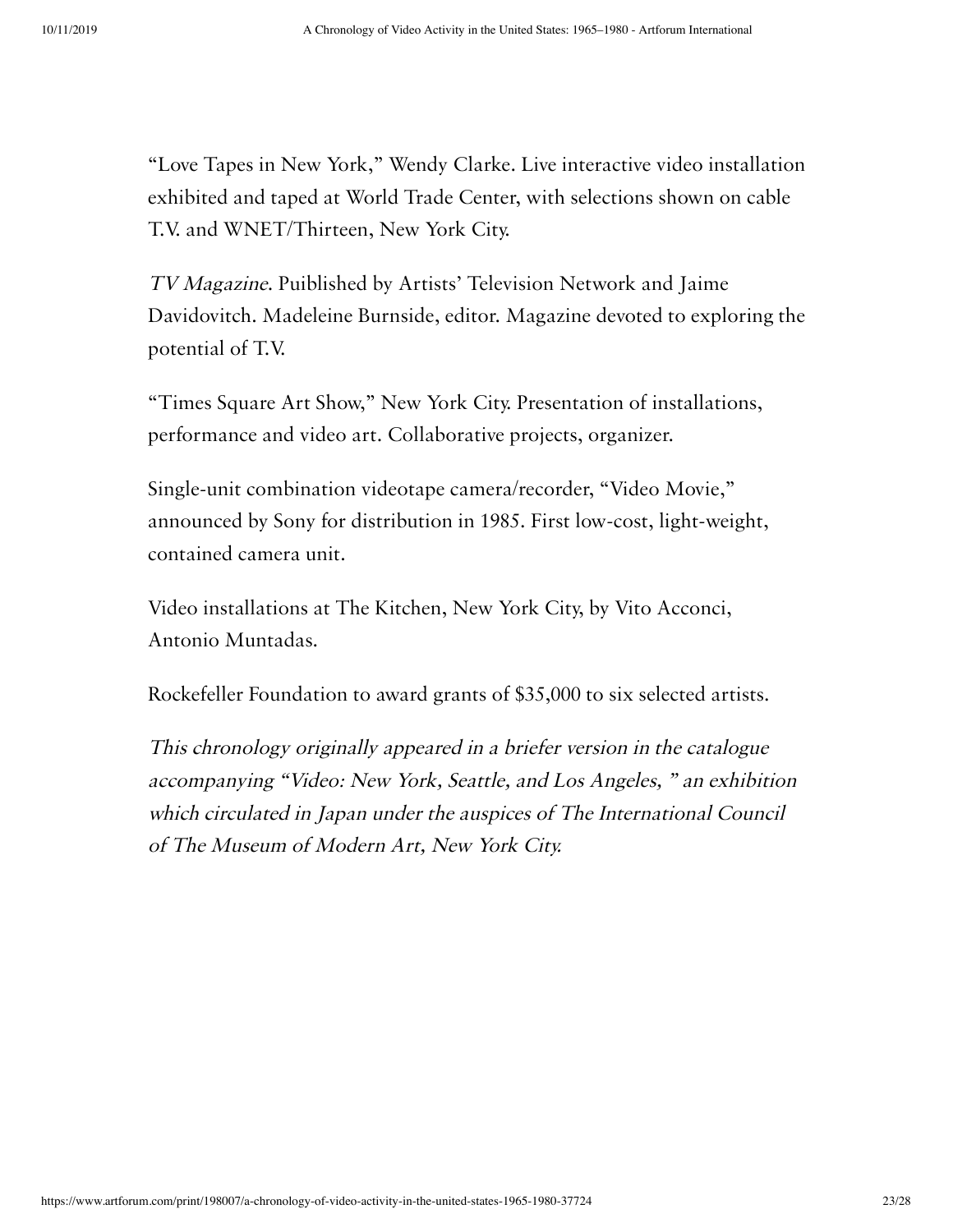"Love Tapes in New York," Wendy Clarke. Live interactive video installation exhibited and taped at World Trade Center, with selections shown on cable T.V. and WNET/Thirteen, New York City.

*TV Magazine*. Puiblished by Artists' Television Network and Jaime Davidovitch. Madeleine Burnside, editor. Magazine devoted to exploring the potential of T.V.

"Times Square Art Show," New York City. Presentation of installations, performance and video art. Collaborative projects, organizer.

Single-unit combination videotape camera/recorder, "Video Movie," announced by Sony for distribution in 1985. First low-cost, light-weight, contained camera unit.

Video installations at The Kitchen, New York City, by Vito Acconci, Antonio Muntadas.

Rockefeller Foundation to award grants of $35,000 to six selected artists.

*This chronology originally appeared in a briefer version in the catalogue accompanying "Video: New York, Seattle, and Los Angeles, " an exhibition which circulated in Japan under the auspices of The International Council of The Museum of Modern Art, New York City.*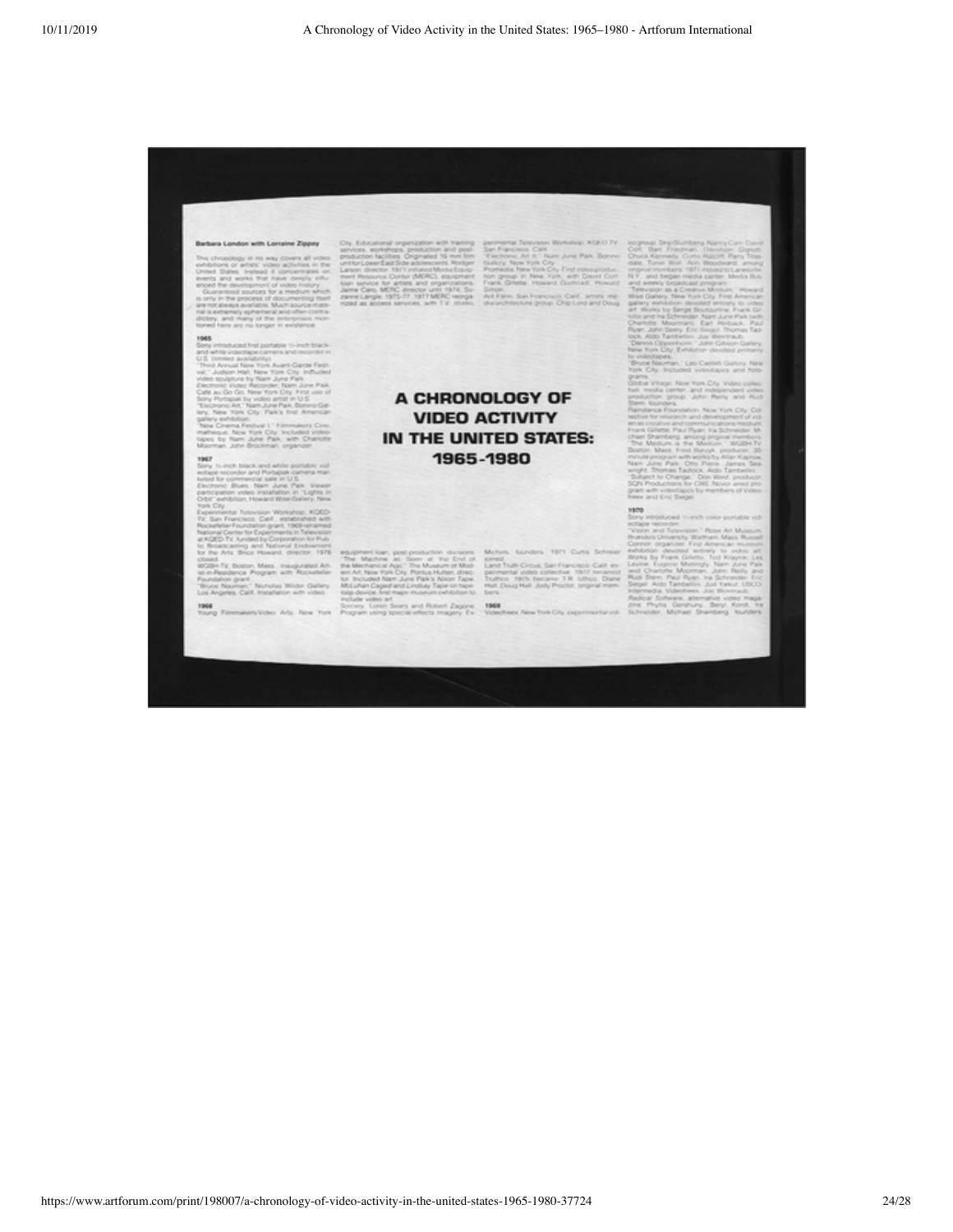# A CHRONOLOGY OF VIDEO ACTIVITY IN THE UNITED STATES: 1965-1980

**Barbara London with Lorraine Zippay**

This chronology in no way covers all video exhibitions or artists' video activities in the United States. Instead it concentrates on events and works that have deeply influenced the development of video history.

Guaranteed sources for a medium which is only in the process of documenting itself are not always available. Much source material is extremely ephemeral and often contradictory, and many of the enterprises mentioned here are no longer in existence.

**1965**

Sony introduced first portable ½-inch black-and-white videotape camera and recorder in U.S. (limited availability).

"Third Annual New York Avant-Garde Festival," Judson Hall, New York City. Included video sculpture by Nam June Paik.

Electronic Video Recorder, Nam June Paik. Café au Go Go, New York City. First use of Sony Portapak by video artist in U.S.

"Electronic Art," Nam June Paik, Bonino Gallery, New York City. Paik's first American gallery exhibition.

"New Cinema Festival I," Filmmakers Cinematheque, New York City. Included videotapes by Nam June Paik, with Charlotte Moorman. John Brockman, organizer.

**1967**

Sony ½-inch black and white portable videotape recorder and Portapak camera marketed for commercial sale in U.S.

Electronic Blues, Nam June Paik. Viewer participation video installation in "Lights in Orbit" exhibition, Howard Wise Gallery, New York City.

Experimental Television Workshop, KQED-TV, San Francisco, Calif., established with Rockefeller Foundation grant. 1969 renamed National Center for Experiments in Television at KQED-TV, funded by Corporation for Public Broadcasting and National Endowment for the Arts. Brice Howard, director. 1976 closed.

WGBH-TV, Boston, Mass., inaugurated Artist-in-Residence Program with Rockefeller Foundation grant.

"Bruce Nauman," Nicholas Wilder Gallery, Los Angeles, Calif. Installation with video.

**1968**

Young Filmmakers/Video Arts, New York City. Educational organization with training services, workshops, production and post-production facilities. Originated 16 mm film unit for Lower East Side adolescents. Rodger Larson, director. 1971 initiated Media Equipment Resource Center (MERC), equipment loan service for artists and organizations. Jaime Caro, MERC director until 1974. Suzanne Langle, 1975-77. 1977 MERC reorganized as access services, with T.V. studio, equipment loan, post-production divisions.

"The Machine as Seen at the End of the Mechanical Age," The Museum of Modern Art, New York City. Pontus Hulten, director. Included Nam June Paik's Nixon Tape, McLuhan Caged and Lindsay Tape on tape-loop device; first major museum exhibition to include video art.

Sorcery, Loren Sears and Robert Zagone. Program using special-effects imagery. Experimental Television Workshop, KQED-TV, San Francisco, Calif.

"Electronic Art II," Nam June Paik, Bonino Gallery, New York City.

Promedia, New York City. First video production group in New York, with David Cort, Frank Gillette, Howard Gutstadt, Howard Simon.

Ant Farm, San Francisco, Calif., artists' media/architecture group. Chip Lord and Doug Michels, founders. 1971 Curtis Schreier joined.

Land Truth Circus, San Francisco, Calif. experimental video collective. 1972 renamed Truthco. 1975 became T.R. Uthco. Diane Hall, Doug Hall, Jody Procter, original members.

**1969**

Videofreex, New York City, experimental video group. Skip Blumberg, Nancy Cain, David Cort, Bart Friedman, Davidson Gigliotti, Chuck Kennedy, Curtis Ratcliff, Parry Teasdale, Tunie Wall, Ann Woodward, among original members. 1971 moved to Lanesville, N.Y. and began media center, Media Bus, and weekly broadcast program.

"Television as a Creative Medium," Howard Wise Gallery, New York City. First American gallery exhibition devoted entirely to video art. Works by Serge Boutourline, Frank Gillette and Ira Schneider, Nam June Paik (with Charlotte Moorman), Earl Reiback, Paul Ryan, John Seery, Eric Siegel, Thomas Tadlock, Aldo Tambellini, Joe Weintraub.

"Dennis Oppenheim," John Gibson Gallery, New York City. Exhibition devoted primarily to videotapes.

"Bruce Nauman," Leo Castelli Gallery, New York City. Included videotapes and holograms.

Global Village, New York City. Video collective, media center, and independent video production group. John Reilly and Rudi Stern, founders.

Raindance Foundation, New York City. Collective for research and development of video as creative and communications medium. Frank Gillette, Paul Ryan, Ira Schneider, Michael Shamberg, among original members.

"The Medium is the Medium," WGBH-TV, Boston, Mass. Fred Barzyk, producer. 30-minute program with works by Allan Kaprow, Nam June Paik, Otto Piene, James Seawright, Thomas Tadlock, Aldo Tambellini.

"Subject to Change," Don West, producer. SQN Productions for CBS. Never aired program with videotapes by members of Videofreex and Eric Siegel.

**1970**

Sony introduced ¾-inch color portable videotape recorder.

"Vision and Television," Rose Art Museum, Brandeis University, Waltham, Mass. Russell Connor, organizer. First American museum exhibition devoted entirely to video art. Works by Frank Gillette, Ted Kraynik, Les Levine, Eugenio Mattingly, Nam June Paik and Charlotte Moorman, John Reilly and Rudi Stern, Paul Ryan, Ira Schneider, Eric Siegel, Aldo Tambellini, Jud Yalkut, USCO Intermedia, Videofreex, Joe Weintraub.

Radical Software, alternative video magazine. Phyllis Gershuny, Beryl Korot, Ira Schneider, Michael Shamberg, founders.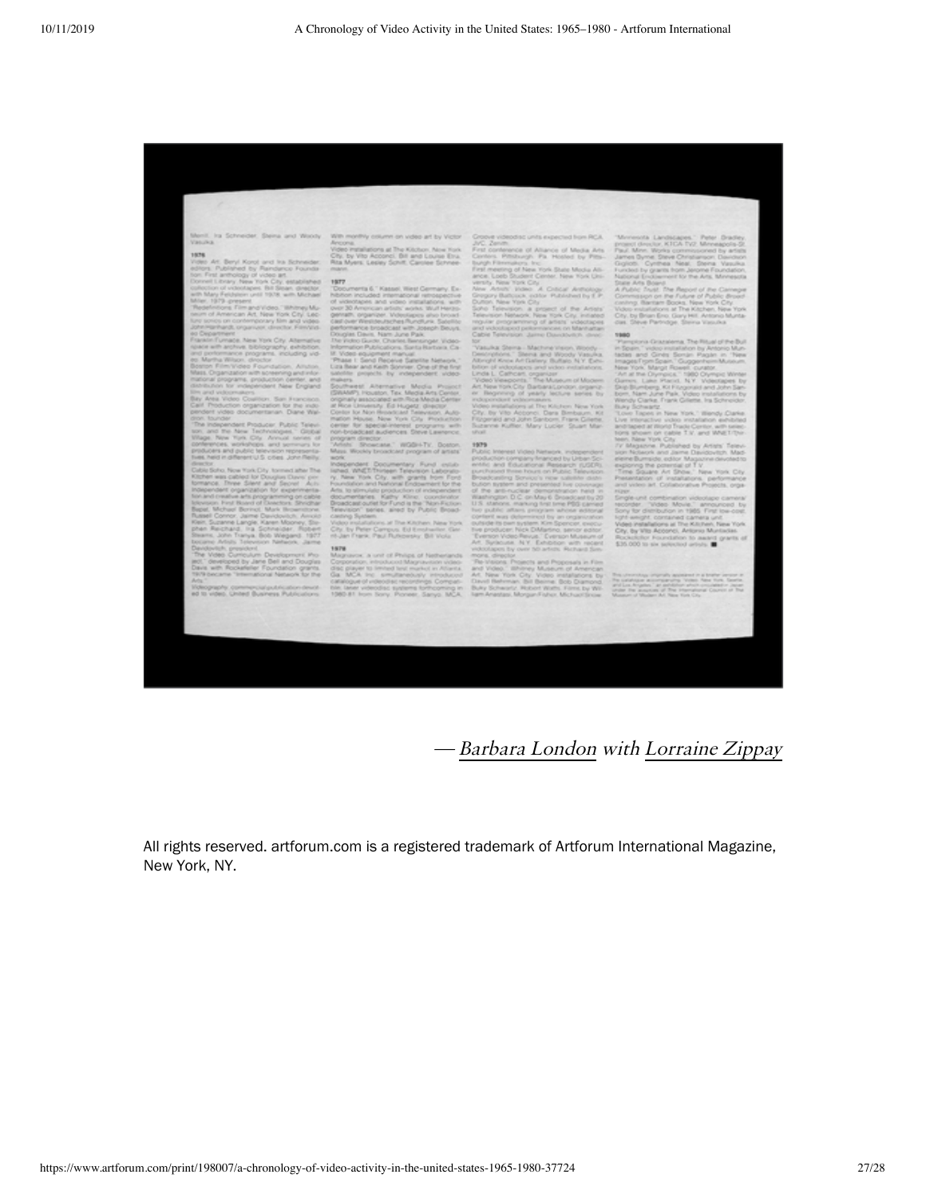— Barbara London with Lorraine Zippay

All rights reserved. artforum.com is a registered trademark of Artforum International Magazine, New York, NY.